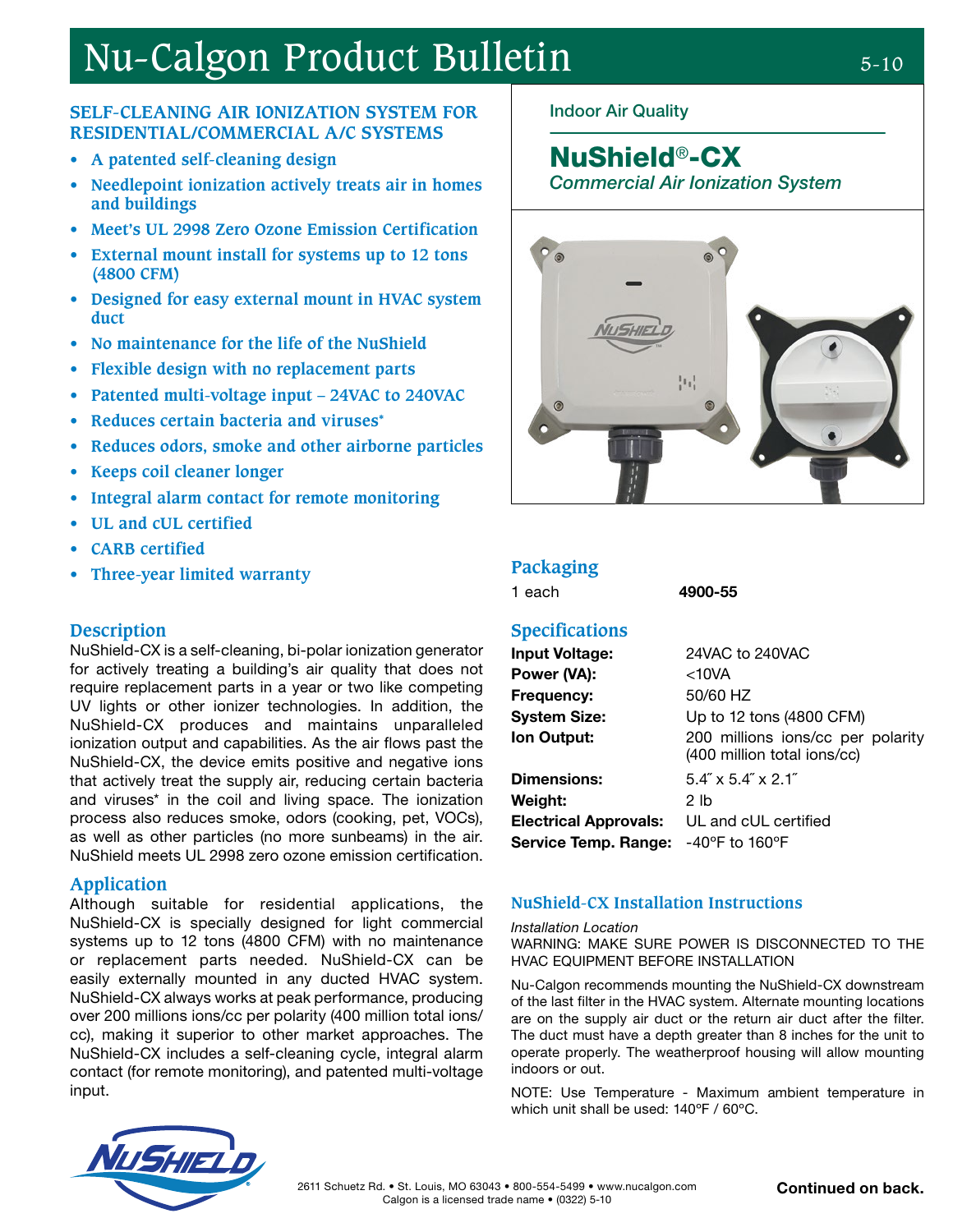# Nu-Calgon Product Bulletin

## SELF-CLEANING AIR IONIZATION SYSTEM FOR RESIDENTIAL/COMMERCIAL A/C SYSTEMS

- A patented self-cleaning design
- Needlepoint ionization actively treats air in homes and buildings
- Meet's UL 2998 Zero Ozone Emission Certification
- External mount install for systems up to 12 tons (4800 CFM)
- Designed for easy external mount in HVAC system duct
- No maintenance for the life of the NuShield
- Flexible design with no replacement parts
- Patented multi-voltage input – 24VAC to 240VAC
- Reduces certain bacteria and viruses*
- Reduces odors, smoke and other airborne particles
- Keeps coil cleaner longer
- Integral alarm contact for remote monitoring
- UL and cUL certified
- CARB certified
- Three-year limited warranty

## Description

NuShield-CX is a self-cleaning, bi-polar ionization generator for actively treating a building's air quality that does not require replacement parts in a year or two like competing UV lights or other ionizer technologies. In addition, the NuShield-CX produces and maintains unparalleled ionization output and capabilities. As the air flows past the NuShield-CX, the device emits positive and negative ions that actively treat the supply air, reducing certain bacteria and viruses* in the coil and living space. The ionization process also reduces smoke, odors (cooking, pet, VOCs), as well as other particles (no more sunbeams) in the air. NuShield meets UL 2998 zero ozone emission certification.

## Application

Although suitable for residential applications, the NuShield-CX is specially designed for light commercial systems up to 12 tons (4800 CFM) with no maintenance or replacement parts needed. NuShield-CX can be easily externally mounted in any ducted HVAC system. NuShield-CX always works at peak performance, producing over 200 millions ions/cc per polarity (400 million total ions/cc), making it superior to other market approaches. The NuShield-CX includes a self-cleaning cycle, integral alarm contact (for remote monitoring), and patented multi-voltage input.

Indoor Air Quality

## NuShield®-CX

*Commercial Air Ionization System*

## Packaging

| 1 each | **4900-55** |
|---|---|

## Specifications

| | |
|---|---|
| **Input Voltage:** | 24VAC to 240VAC |
| **Power (VA):** | <10VA |
| **Frequency:** | 50/60 HZ |
| **System Size:** | Up to 12 tons (4800 CFM) |
| **Ion Output:** | 200 millions ions/cc per polarity (400 million total ions/cc) |
| **Dimensions:** | 5.4˝ x 5.4˝ x 2.1˝ |
| **Weight:** | 2 lb |
| **Electrical Approvals:** | UL and cUL certified |
| **Service Temp. Range:** | -40°F to 160°F |

### NuShield-CX Installation Instructions

*Installation Location*

WARNING: MAKE SURE POWER IS DISCONNECTED TO THE HVAC EQUIPMENT BEFORE INSTALLATION

Nu-Calgon recommends mounting the NuShield-CX downstream of the last filter in the HVAC system. Alternate mounting locations are on the supply air duct or the return air duct after the filter. The duct must have a depth greater than 8 inches for the unit to operate properly. The weatherproof housing will allow mounting indoors or out.

NOTE: Use Temperature - Maximum ambient temperature in which unit shall be used: 140°F / 60°C.

2611 Schuetz Rd. • St. Louis, MO 63043 • 800-554-5499 • www.nucalgon.com
Calgon is a licensed trade name • (0322) 5-10

**Continued on back.**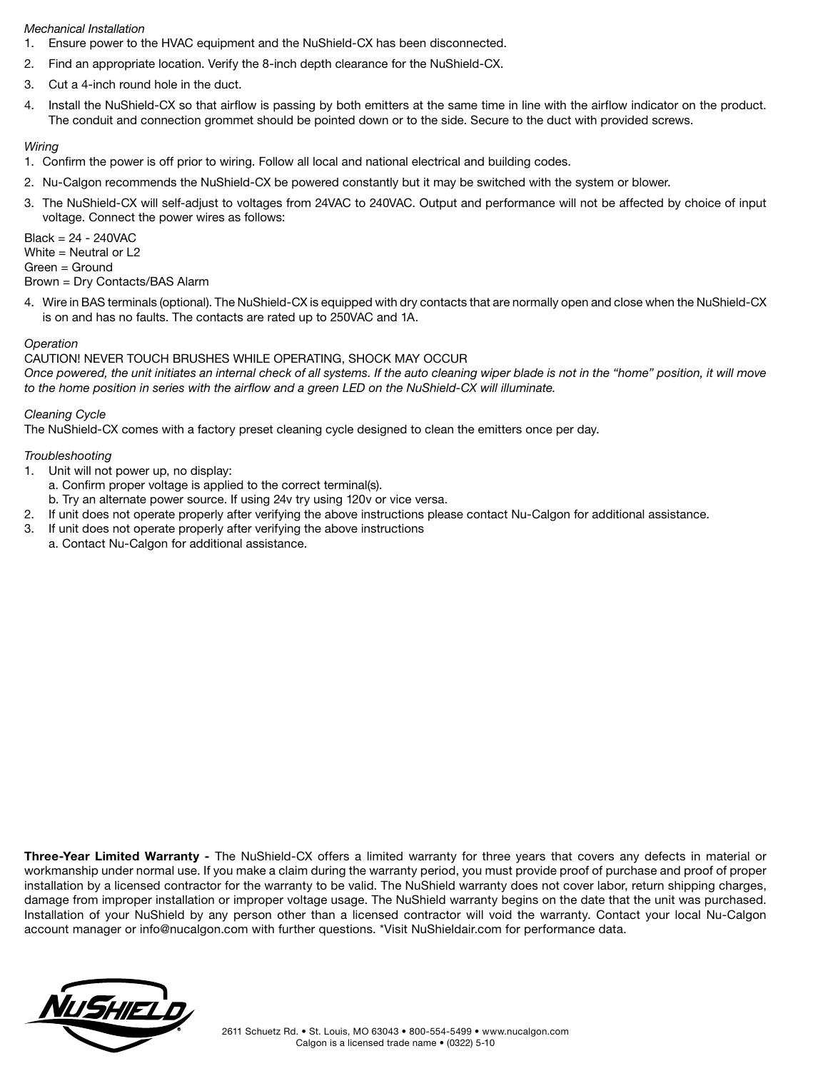*Mechanical Installation*

1. Ensure power to the HVAC equipment and the NuShield-CX has been disconnected.
2. Find an appropriate location. Verify the 8-inch depth clearance for the NuShield-CX.
3. Cut a 4-inch round hole in the duct.
4. Install the NuShield-CX so that airflow is passing by both emitters at the same time in line with the airflow indicator on the product. The conduit and connection grommet should be pointed down or to the side. Secure to the duct with provided screws.

*Wiring*

1. Confirm the power is off prior to wiring. Follow all local and national electrical and building codes.
2. Nu-Calgon recommends the NuShield-CX be powered constantly but it may be switched with the system or blower.
3. The NuShield-CX will self-adjust to voltages from 24VAC to 240VAC. Output and performance will not be affected by choice of input voltage. Connect the power wires as follows:

Black = 24 - 240VAC
White = Neutral or L2
Green = Ground
Brown = Dry Contacts/BAS Alarm

4. Wire in BAS terminals (optional). The NuShield-CX is equipped with dry contacts that are normally open and close when the NuShield-CX is on and has no faults. The contacts are rated up to 250VAC and 1A.

*Operation*

CAUTION! NEVER TOUCH BRUSHES WHILE OPERATING, SHOCK MAY OCCUR

*Once powered, the unit initiates an internal check of all systems. If the auto cleaning wiper blade is not in the "home" position, it will move to the home position in series with the airflow and a green LED on the NuShield-CX will illuminate.*

*Cleaning Cycle*

The NuShield-CX comes with a factory preset cleaning cycle designed to clean the emitters once per day.

*Troubleshooting*

1. Unit will not power up, no display:
   a. Confirm proper voltage is applied to the correct terminal(s).
   b. Try an alternate power source. If using 24v try using 120v or vice versa.
2. If unit does not operate properly after verifying the above instructions please contact Nu-Calgon for additional assistance.
3. If unit does not operate properly after verifying the above instructions
   a. Contact Nu-Calgon for additional assistance.

**Three-Year Limited Warranty -** The NuShield-CX offers a limited warranty for three years that covers any defects in material or workmanship under normal use. If you make a claim during the warranty period, you must provide proof of purchase and proof of proper installation by a licensed contractor for the warranty to be valid. The NuShield warranty does not cover labor, return shipping charges, damage from improper installation or improper voltage usage. The NuShield warranty begins on the date that the unit was purchased. Installation of your NuShield by any person other than a licensed contractor will void the warranty. Contact your local Nu-Calgon account manager or info@nucalgon.com with further questions. *Visit NuShieldair.com for performance data.

NuShield®

2611 Schuetz Rd. • St. Louis, MO 63043 • 800-554-5499 • www.nucalgon.com
Calgon is a licensed trade name • (0322) 5-10